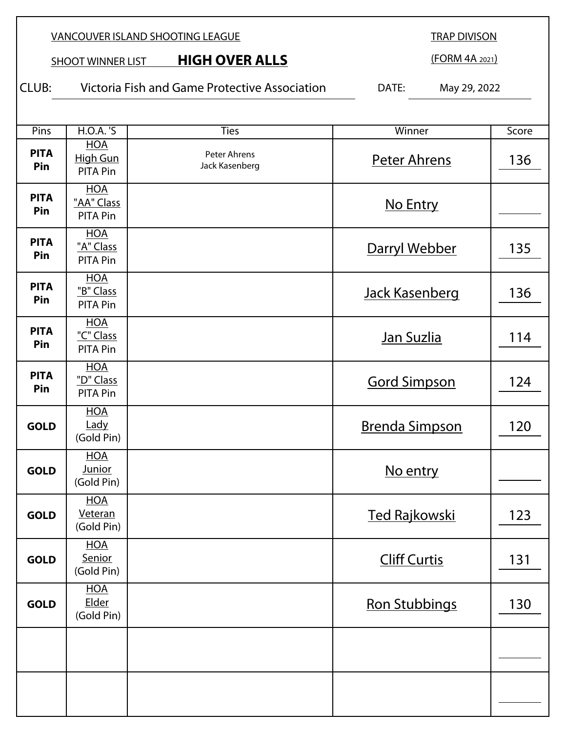VANCOUVER ISLAND SHOOTING LEAGUE

TRAP DIVISON

SHOOT WINNER LIST **HIGH OVER ALLS**

(FORM 4A 2021)

CLUB: Victoria Fish and Game Protective Association

DATE: May 29, 2022

| Pins | H.O.A. 'S | Ties | Winner | Score |
|---|---|---|---|---|
| **PITA Pin** | HOA High Gun PITA Pin | Peter Ahrens Jack Kasenberg | Peter Ahrens | 136 |
| **PITA Pin** | HOA "AA" Class PITA Pin | | No Entry | |
| **PITA Pin** | HOA "A" Class PITA Pin | | Darryl Webber | 135 |
| **PITA Pin** | HOA "B" Class PITA Pin | | Jack Kasenberg | 136 |
| **PITA Pin** | HOA "C" Class PITA Pin | | Jan Suzlia | 114 |
| **PITA Pin** | HOA "D" Class PITA Pin | | Gord Simpson | 124 |
| **GOLD** | HOA Lady (Gold Pin) | | Brenda Simpson | 120 |
| **GOLD** | HOA Junior (Gold Pin) | | No entry | |
| **GOLD** | HOA Veteran (Gold Pin) | | Ted Rajkowski | 123 |
| **GOLD** | HOA Senior (Gold Pin) | | Cliff Curtis | 131 |
| **GOLD** | HOA Elder (Gold Pin) | | Ron Stubbings | 130 |
| | | | | |
| | | | | |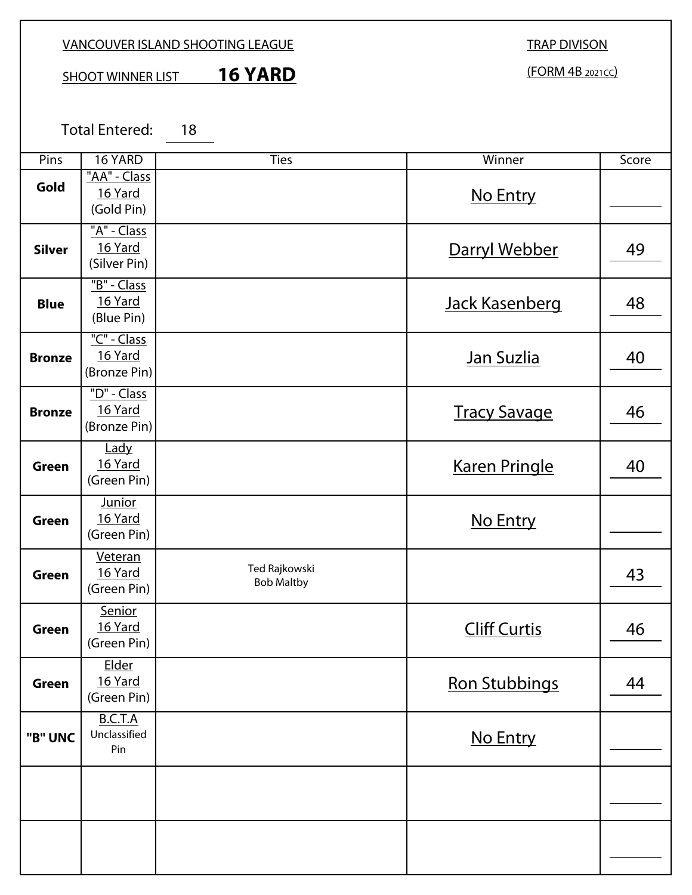VANCOUVER ISLAND SHOOTING LEAGUE

TRAP DIVISON

SHOOT WINNER LIST **16 YARD**

(FORM 4B 2021CC)

Total Entered: 18

| Pins | 16 YARD | Ties | Winner | Score |
|---|---|---|---|---|
| **Gold** | "AA" - Class 16 Yard (Gold Pin) | | No Entry | |
| **Silver** | "A" - Class 16 Yard (Silver Pin) | | Darryl Webber | 49 |
| **Blue** | "B" - Class 16 Yard (Blue Pin) | | Jack Kasenberg | 48 |
| **Bronze** | "C" - Class 16 Yard (Bronze Pin) | | Jan Suzlia | 40 |
| **Bronze** | "D" - Class 16 Yard (Bronze Pin) | | Tracy Savage | 46 |
| **Green** | Lady 16 Yard (Green Pin) | | Karen Pringle | 40 |
| **Green** | Junior 16 Yard (Green Pin) | | No Entry | |
| **Green** | Veteran 16 Yard (Green Pin) | Ted Rajkowski<br>Bob Maltby | | 43 |
| **Green** | Senior 16 Yard (Green Pin) | | Cliff Curtis | 46 |
| **Green** | Elder 16 Yard (Green Pin) | | Ron Stubbings | 44 |
| **"B" UNC** | B.C.T.A Unclassified Pin | | No Entry | |
| | | | | |
| | | | | |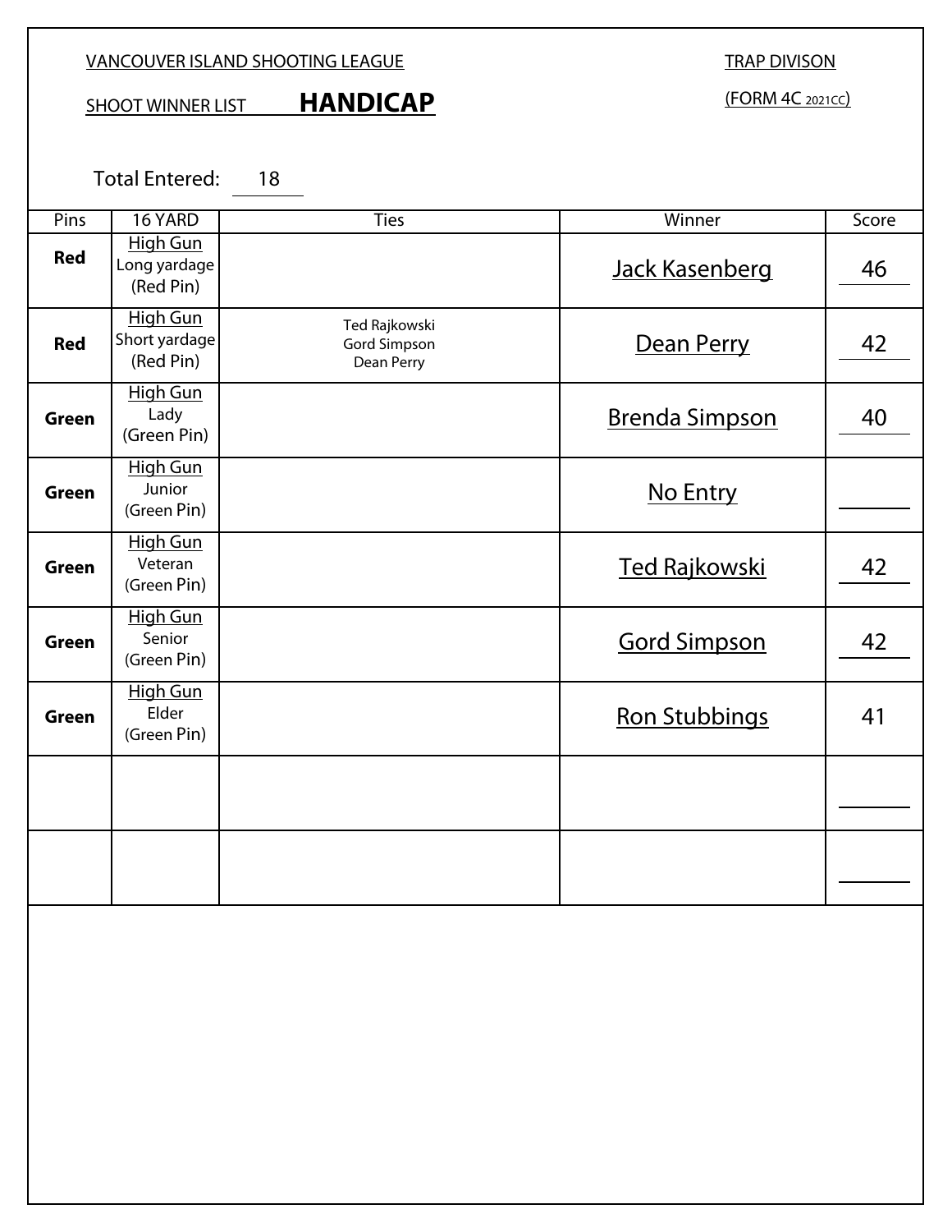VANCOUVER ISLAND SHOOTING LEAGUE — TRAP DIVISON

SHOOT WINNER LIST **HANDICAP** — (FORM 4C 2021CC)

Total Entered: 18

| Pins | 16 YARD | Ties | Winner | Score |
|---|---|---|---|---|
| **Red** | High Gun Long yardage (Red Pin) | | Jack Kasenberg | 46 |
| **Red** | High Gun Short yardage (Red Pin) | Ted Rajkowski<br>Gord Simpson<br>Dean Perry | Dean Perry | 42 |
| **Green** | High Gun Lady (Green Pin) | | Brenda Simpson | 40 |
| **Green** | High Gun Junior (Green Pin) | | No Entry | |
| **Green** | High Gun Veteran (Green Pin) | | Ted Rajkowski | 42 |
| **Green** | High Gun Senior (Green Pin) | | Gord Simpson | 42 |
| **Green** | High Gun Elder (Green Pin) | | Ron Stubbings | 41 |
| | | | | |
| | | | | |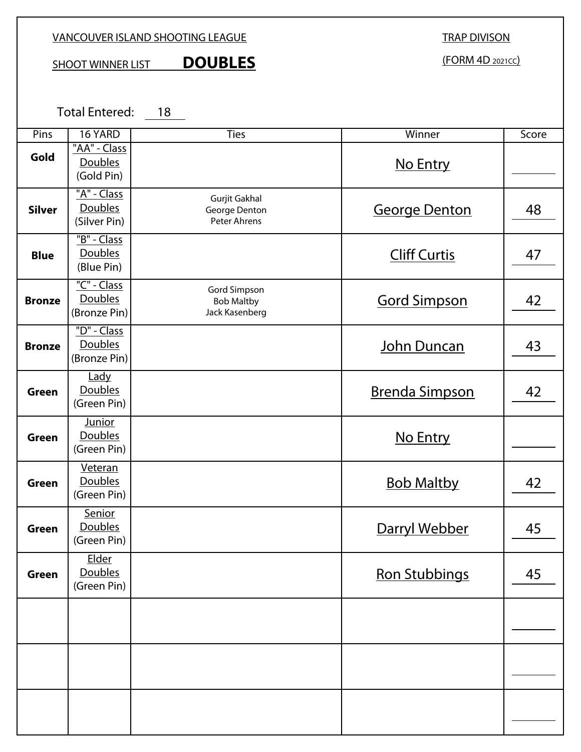VANCOUVER ISLAND SHOOTING LEAGUE

TRAP DIVISON

SHOOT WINNER LIST **DOUBLES**

(FORM 4D 2021CC)

Total Entered: 18

| Pins | 16 YARD | Ties | Winner | Score |
|---|---|---|---|---|
| **Gold** | "AA" - Class Doubles (Gold Pin) | | No Entry | |
| **Silver** | "A" - Class Doubles (Silver Pin) | Gurjit Gakhal<br>George Denton<br>Peter Ahrens | George Denton | 48 |
| **Blue** | "B" - Class Doubles (Blue Pin) | | Cliff Curtis | 47 |
| **Bronze** | "C" - Class Doubles (Bronze Pin) | Gord Simpson<br>Bob Maltby<br>Jack Kasenberg | Gord Simpson | 42 |
| **Bronze** | "D" - Class Doubles (Bronze Pin) | | John Duncan | 43 |
| **Green** | Lady Doubles (Green Pin) | | Brenda Simpson | 42 |
| **Green** | Junior Doubles (Green Pin) | | No Entry | |
| **Green** | Veteran Doubles (Green Pin) | | Bob Maltby | 42 |
| **Green** | Senior Doubles (Green Pin) | | Darryl Webber | 45 |
| **Green** | Elder Doubles (Green Pin) | | Ron Stubbings | 45 |
| | | | | |
| | | | | |
| | | | | |